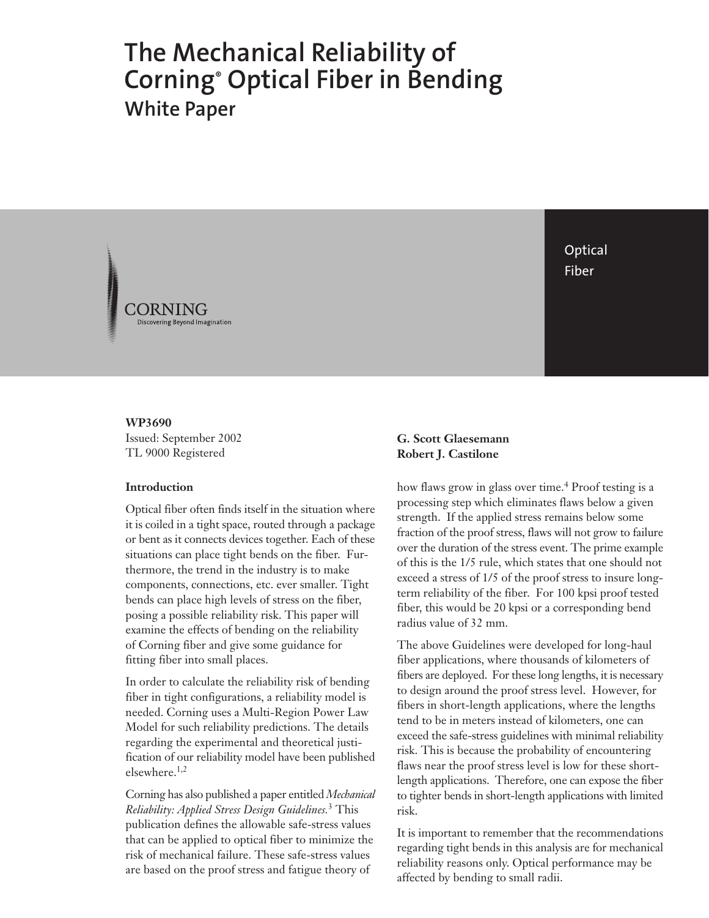# The Mechanical Reliability of Corning® Optical Fiber in Bending

## White Paper

Optical Fiber

CORNING
Discovering Beyond Imagination

**WP3690**
Issued: September 2002
TL 9000 Registered

**G. Scott Glaesemann**
**Robert J. Castilone**

### Introduction

Optical fiber often finds itself in the situation where it is coiled in a tight space, routed through a package or bent as it connects devices together. Each of these situations can place tight bends on the fiber. Furthermore, the trend in the industry is to make components, connections, etc. ever smaller. Tight bends can place high levels of stress on the fiber, posing a possible reliability risk. This paper will examine the effects of bending on the reliability of Corning fiber and give some guidance for fitting fiber into small places.

In order to calculate the reliability risk of bending fiber in tight configurations, a reliability model is needed. Corning uses a Multi-Region Power Law Model for such reliability predictions. The details regarding the experimental and theoretical justification of our reliability model have been published elsewhere.[1,2]

Corning has also published a paper entitled *Mechanical Reliability: Applied Stress Design Guidelines.*[3] This publication defines the allowable safe-stress values that can be applied to optical fiber to minimize the risk of mechanical failure. These safe-stress values are based on the proof stress and fatigue theory of how flaws grow in glass over time.[4] Proof testing is a processing step which eliminates flaws below a given strength. If the applied stress remains below some fraction of the proof stress, flaws will not grow to failure over the duration of the stress event. The prime example of this is the 1/5 rule, which states that one should not exceed a stress of 1/5 of the proof stress to insure long-term reliability of the fiber. For 100 kpsi proof tested fiber, this would be 20 kpsi or a corresponding bend radius value of 32 mm.

The above Guidelines were developed for long-haul fiber applications, where thousands of kilometers of fibers are deployed. For these long lengths, it is necessary to design around the proof stress level. However, for fibers in short-length applications, where the lengths tend to be in meters instead of kilometers, one can exceed the safe-stress guidelines with minimal reliability risk. This is because the probability of encountering flaws near the proof stress level is low for these short-length applications. Therefore, one can expose the fiber to tighter bends in short-length applications with limited risk.

It is important to remember that the recommendations regarding tight bends in this analysis are for mechanical reliability reasons only. Optical performance may be affected by bending to small radii.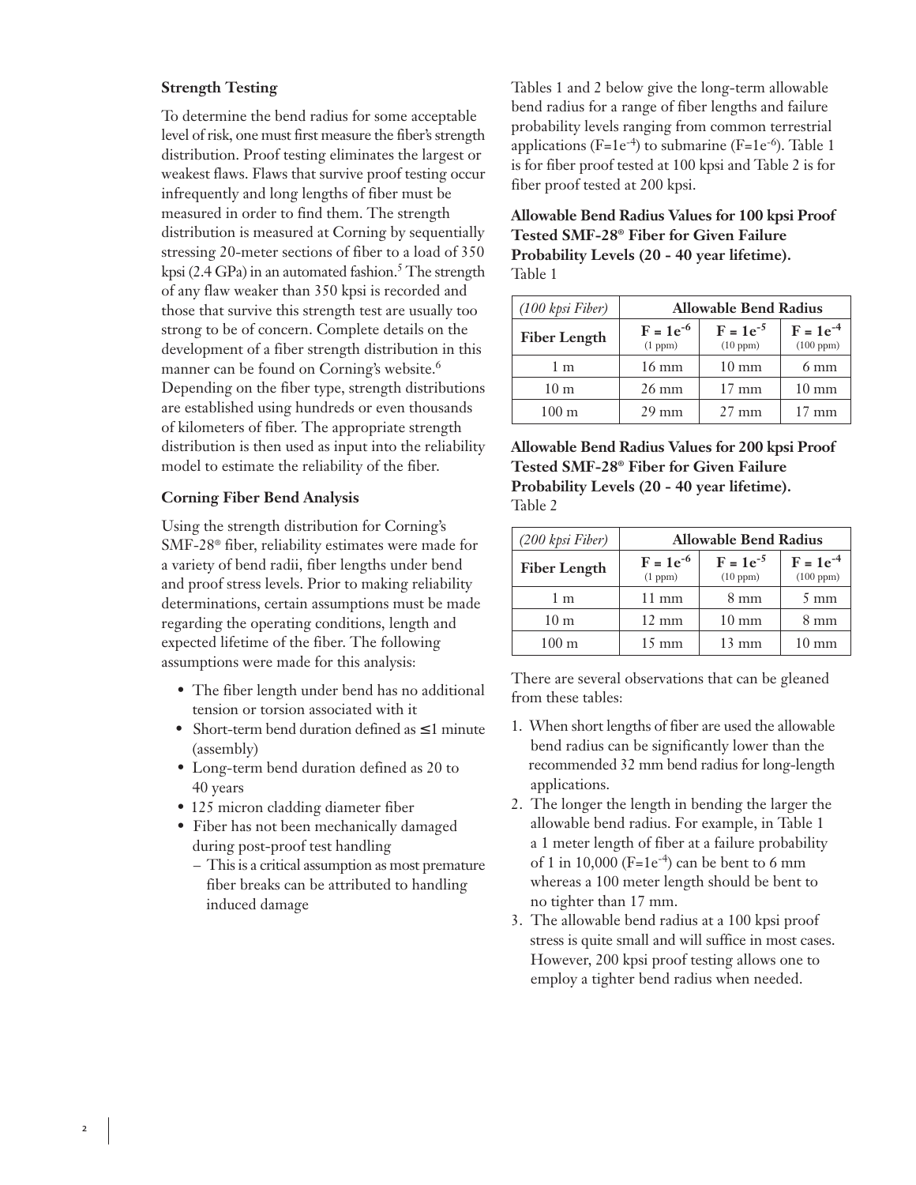### Strength Testing

To determine the bend radius for some acceptable level of risk, one must first measure the fiber's strength distribution. Proof testing eliminates the largest or weakest flaws. Flaws that survive proof testing occur infrequently and long lengths of fiber must be measured in order to find them. The strength distribution is measured at Corning by sequentially stressing 20-meter sections of fiber to a load of 350 kpsi (2.4 GPa) in an automated fashion.[5] The strength of any flaw weaker than 350 kpsi is recorded and those that survive this strength test are usually too strong to be of concern. Complete details on the development of a fiber strength distribution in this manner can be found on Corning's website.[6] Depending on the fiber type, strength distributions are established using hundreds or even thousands of kilometers of fiber. The appropriate strength distribution is then used as input into the reliability model to estimate the reliability of the fiber.

### Corning Fiber Bend Analysis

Using the strength distribution for Corning's SMF-28® fiber, reliability estimates were made for a variety of bend radii, fiber lengths under bend and proof stress levels. Prior to making reliability determinations, certain assumptions must be made regarding the operating conditions, length and expected lifetime of the fiber. The following assumptions were made for this analysis:

- The fiber length under bend has no additional tension or torsion associated with it
- Short-term bend duration defined as ≤1 minute (assembly)
- Long-term bend duration defined as 20 to 40 years
- 125 micron cladding diameter fiber
- Fiber has not been mechanically damaged during post-proof test handling
  - This is a critical assumption as most premature fiber breaks can be attributed to handling induced damage

Tables 1 and 2 below give the long-term allowable bend radius for a range of fiber lengths and failure probability levels ranging from common terrestrial applications ($F=1e^{-4}$) to submarine ($F=1e^{-6}$). Table 1 is for fiber proof tested at 100 kpsi and Table 2 is for fiber proof tested at 200 kpsi.

**Allowable Bend Radius Values for 100 kpsi Proof Tested SMF-28® Fiber for Given Failure Probability Levels (20 - 40 year lifetime).**
Table 1

| *(100 kpsi Fiber)* | **Allowable Bend Radius** | | |
|---|---|---|---|
| **Fiber Length** | **$F = 1e^{-6}$** (1 ppm) | **$F = 1e^{-5}$** (10 ppm) | **$F = 1e^{-4}$** (100 ppm) |
| 1 m | 16 mm | 10 mm | 6 mm |
| 10 m | 26 mm | 17 mm | 10 mm |
| 100 m | 29 mm | 27 mm | 17 mm |

**Allowable Bend Radius Values for 200 kpsi Proof Tested SMF-28® Fiber for Given Failure Probability Levels (20 - 40 year lifetime).**
Table 2

| *(200 kpsi Fiber)* | **Allowable Bend Radius** | | |
|---|---|---|---|
| **Fiber Length** | **$F = 1e^{-6}$** (1 ppm) | **$F = 1e^{-5}$** (10 ppm) | **$F = 1e^{-4}$** (100 ppm) |
| 1 m | 11 mm | 8 mm | 5 mm |
| 10 m | 12 mm | 10 mm | 8 mm |
| 100 m | 15 mm | 13 mm | 10 mm |

There are several observations that can be gleaned from these tables:

1. When short lengths of fiber are used the allowable bend radius can be significantly lower than the recommended 32 mm bend radius for long-length applications.
2. The longer the length in bending the larger the allowable bend radius. For example, in Table 1 a 1 meter length of fiber at a failure probability of 1 in 10,000 ($F=1e^{-4}$) can be bent to 6 mm whereas a 100 meter length should be bent to no tighter than 17 mm.
3. The allowable bend radius at a 100 kpsi proof stress is quite small and will suffice in most cases. However, 200 kpsi proof testing allows one to employ a tighter bend radius when needed.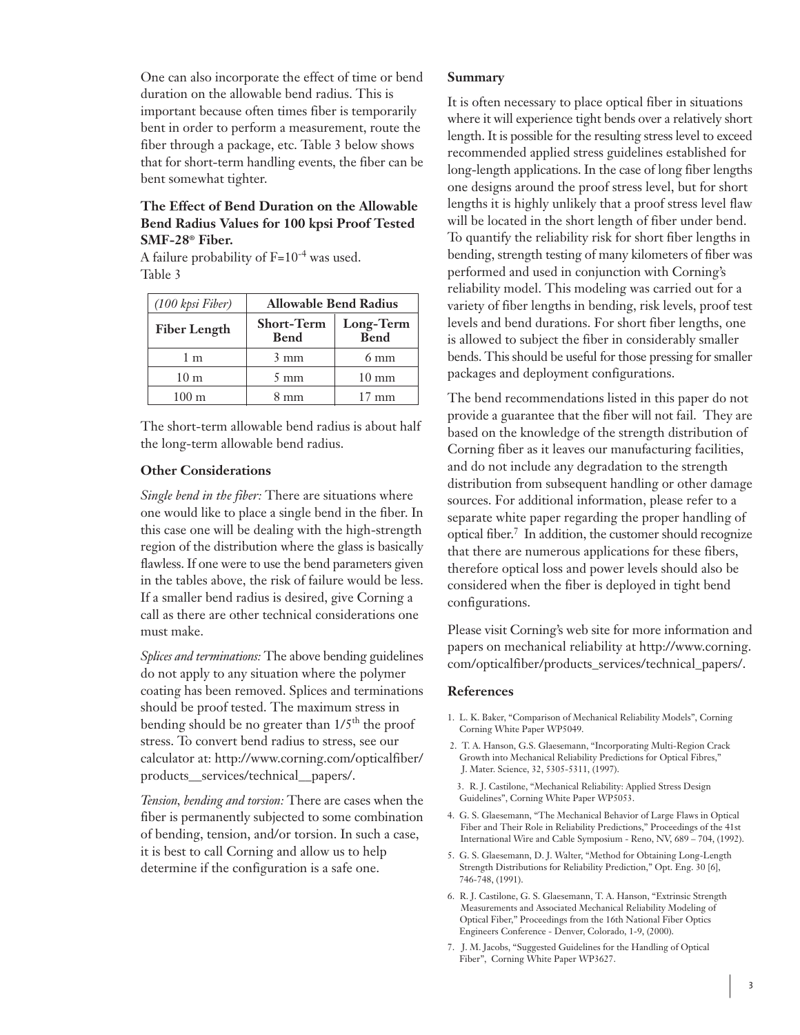One can also incorporate the effect of time or bend duration on the allowable bend radius. This is important because often times fiber is temporarily bent in order to perform a measurement, route the fiber through a package, etc. Table 3 below shows that for short-term handling events, the fiber can be bent somewhat tighter.

**The Effect of Bend Duration on the Allowable Bend Radius Values for 100 kpsi Proof Tested SMF-28® Fiber.**

A failure probability of $F=10^{-4}$ was used.

Table 3

| *(100 kpsi Fiber)* | **Allowable Bend Radius** | |
|---|---|---|
| **Fiber Length** | **Short-Term Bend** | **Long-Term Bend** |
| 1 m | 3 mm | 6 mm |
| 10 m | 5 mm | 10 mm |
| 100 m | 8 mm | 17 mm |

The short-term allowable bend radius is about half the long-term allowable bend radius.

### Other Considerations

*Single bend in the fiber:* There are situations where one would like to place a single bend in the fiber. In this case one will be dealing with the high-strength region of the distribution where the glass is basically flawless. If one were to use the bend parameters given in the tables above, the risk of failure would be less. If a smaller bend radius is desired, give Corning a call as there are other technical considerations one must make.

*Splices and terminations:* The above bending guidelines do not apply to any situation where the polymer coating has been removed. Splices and terminations should be proof tested. The maximum stress in bending should be no greater than $1/5^{th}$ the proof stress. To convert bend radius to stress, see our calculator at: http://www.corning.com/opticalfiber/products__services/technical__papers/.

*Tension, bending and torsion:* There are cases when the fiber is permanently subjected to some combination of bending, tension, and/or torsion. In such a case, it is best to call Corning and allow us to help determine if the configuration is a safe one.

### Summary

It is often necessary to place optical fiber in situations where it will experience tight bends over a relatively short length. It is possible for the resulting stress level to exceed recommended applied stress guidelines established for long-length applications. In the case of long fiber lengths one designs around the proof stress level, but for short lengths it is highly unlikely that a proof stress level flaw will be located in the short length of fiber under bend. To quantify the reliability risk for short fiber lengths in bending, strength testing of many kilometers of fiber was performed and used in conjunction with Corning's reliability model. This modeling was carried out for a variety of fiber lengths in bending, risk levels, proof test levels and bend durations. For short fiber lengths, one is allowed to subject the fiber in considerably smaller bends. This should be useful for those pressing for smaller packages and deployment configurations.

The bend recommendations listed in this paper do not provide a guarantee that the fiber will not fail. They are based on the knowledge of the strength distribution of Corning fiber as it leaves our manufacturing facilities, and do not include any degradation to the strength distribution from subsequent handling or other damage sources. For additional information, please refer to a separate white paper regarding the proper handling of optical fiber.[7] In addition, the customer should recognize that there are numerous applications for these fibers, therefore optical loss and power levels should also be considered when the fiber is deployed in tight bend configurations.

Please visit Corning's web site for more information and papers on mechanical reliability at http://www.corning.com/opticalfiber/products_services/technical_papers/.

### References

1. L. K. Baker, "Comparison of Mechanical Reliability Models", Corning Corning White Paper WP5049.
2. T. A. Hanson, G.S. Glaesemann, "Incorporating Multi-Region Crack Growth into Mechanical Reliability Predictions for Optical Fibres," J. Mater. Science, 32, 5305-5311, (1997).
3. R. J. Castilone, "Mechanical Reliability: Applied Stress Design Guidelines", Corning White Paper WP5053.
4. G. S. Glaesemann, "The Mechanical Behavior of Large Flaws in Optical Fiber and Their Role in Reliability Predictions," Proceedings of the 41st International Wire and Cable Symposium - Reno, NV, 689 – 704, (1992).
5. G. S. Glaesemann, D. J. Walter, "Method for Obtaining Long-Length Strength Distributions for Reliability Prediction," Opt. Eng. 30 [6], 746-748, (1991).
6. R. J. Castilone, G. S. Glaesemann, T. A. Hanson, "Extrinsic Strength Measurements and Associated Mechanical Reliability Modeling of Optical Fiber," Proceedings from the 16th National Fiber Optics Engineers Conference - Denver, Colorado, 1-9, (2000).
7. J. M. Jacobs, "Suggested Guidelines for the Handling of Optical Fiber", Corning White Paper WP3627.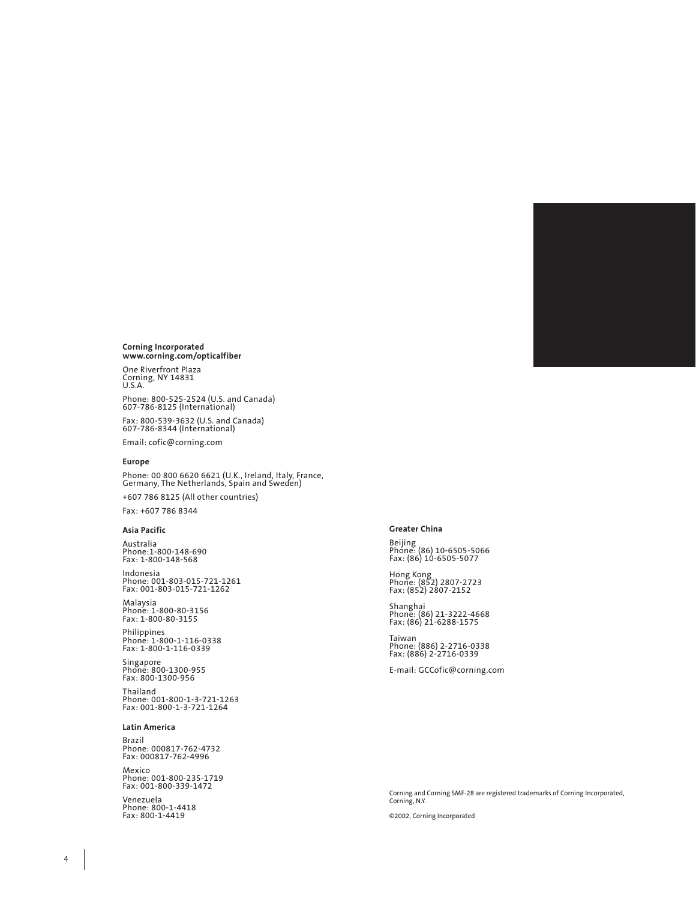**Corning Incorporated**
**www.corning.com/opticalfiber**

One Riverfront Plaza
Corning, NY 14831
U.S.A.

Phone: 800-525-2524 (U.S. and Canada)
607-786-8125 (International)

Fax: 800-539-3632 (U.S. and Canada)
607-786-8344 (International)

Email: cofic@corning.com

**Europe**

Phone: 00 800 6620 6621 (U.K., Ireland, Italy, France, Germany, The Netherlands, Spain and Sweden)

+607 786 8125 (All other countries)

Fax: +607 786 8344

**Asia Pacific**

Australia
Phone:1-800-148-690
Fax: 1-800-148-568

Indonesia
Phone: 001-803-015-721-1261
Fax: 001-803-015-721-1262

Malaysia
Phone: 1-800-80-3156
Fax: 1-800-80-3155

Philippines
Phone: 1-800-1-116-0338
Fax: 1-800-1-116-0339

Singapore
Phone: 800-1300-955
Fax: 800-1300-956

Thailand
Phone: 001-800-1-3-721-1263
Fax: 001-800-1-3-721-1264

**Latin America**

Brazil
Phone: 000817-762-4732
Fax: 000817-762-4996

Mexico
Phone: 001-800-235-1719
Fax: 001-800-339-1472

Venezuela
Phone: 800-1-4418
Fax: 800-1-4419

**Greater China**

Beijing
Phone: (86) 10-6505-5066
Fax: (86) 10-6505-5077

Hong Kong
Phone: (852) 2807-2723
Fax: (852) 2807-2152

Shanghai
Phone: (86) 21-3222-4668
Fax: (86) 21-6288-1575

Taiwan
Phone: (886) 2-2716-0338
Fax: (886) 2-2716-0339

E-mail: GCCofic@corning.com

Corning and Corning SMF-28 are registered trademarks of Corning Incorporated, Corning, N.Y.

©2002, Corning Incorporated